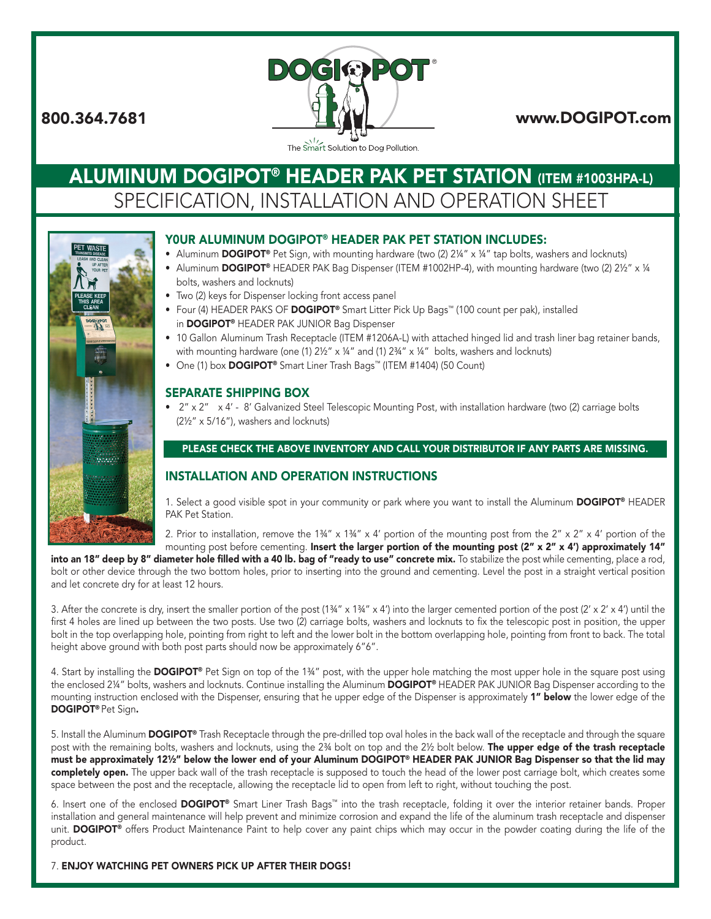800.364.7681

www.DOGIPOT.com

The Smart Solution to Dog Pollution.

# ALUMINUM DOGIPOT® HEADER PAK PET STATION (ITEM #1003HPA-L)

## SPECIFICATION, INSTALLATION AND OPERATION SHEET

### Y0UR ALUMINUM DOGIPOT® HEADER PAK PET STATION INCLUDES:

- Aluminum **DOGIPOT®** Pet Sign, with mounting hardware (two (2) 2¼" x ¼" tap bolts, washers and locknuts)
- Aluminum **DOGIPOT®** HEADER PAK Bag Dispenser (ITEM #1002HP-4), with mounting hardware (two (2) 2½" x ¼ bolts, washers and locknuts)
- Two (2) keys for Dispenser locking front access panel
- Four (4) HEADER PAKS OF **DOGIPOT®** Smart Litter Pick Up Bags™ (100 count per pak), installed in **DOGIPOT®** HEADER PAK JUNIOR Bag Dispenser
- 10 Gallon Aluminum Trash Receptacle (ITEM #1206A-L) with attached hinged lid and trash liner bag retainer bands, with mounting hardware (one (1) 2½" x ¼" and (1) 2¾" x ¼" bolts, washers and locknuts)
- One (1) box **DOGIPOT®** Smart Liner Trash Bags™ (ITEM #1404) (50 Count)

### SEPARATE SHIPPING BOX

- 2" x 2" x 4' - 8' Galvanized Steel Telescopic Mounting Post, with installation hardware (two (2) carriage bolts (2½" x 5/16"), washers and locknuts)

**PLEASE CHECK THE ABOVE INVENTORY AND CALL YOUR DISTRIBUTOR IF ANY PARTS ARE MISSING.**

### INSTALLATION AND OPERATION INSTRUCTIONS

1. Select a good visible spot in your community or park where you want to install the Aluminum **DOGIPOT®** HEADER PAK Pet Station.

2. Prior to installation, remove the 1¾" x 1¾" x 4' portion of the mounting post from the 2" x 2" x 4' portion of the mounting post before cementing. **Insert the larger portion of the mounting post (2" x 2" x 4') approximately 14" into an 18" deep by 8" diameter hole filled with a 40 lb. bag of "ready to use" concrete mix.** To stabilize the post while cementing, place a rod, bolt or other device through the two bottom holes, prior to inserting into the ground and cementing. Level the post in a straight vertical position and let concrete dry for at least 12 hours.

3. After the concrete is dry, insert the smaller portion of the post (1¾" x 1¾" x 4') into the larger cemented portion of the post (2' x 2' x 4') until the first 4 holes are lined up between the two posts. Use two (2) carriage bolts, washers and locknuts to fix the telescopic post in position, the upper bolt in the top overlapping hole, pointing from right to left and the lower bolt in the bottom overlapping hole, pointing from front to back. The total height above ground with both post parts should now be approximately 6"6".

4. Start by installing the **DOGIPOT®** Pet Sign on top of the 1¾" post, with the upper hole matching the most upper hole in the square post using the enclosed 2¼" bolts, washers and locknuts. Continue installing the Aluminum **DOGIPOT®** HEADER PAK JUNIOR Bag Dispenser according to the mounting instruction enclosed with the Dispenser, ensuring that he upper edge of the Dispenser is approximately **1" below** the lower edge of the **DOGIPOT®** Pet Sign**.**

5. Install the Aluminum **DOGIPOT®** Trash Receptacle through the pre-drilled top oval holes in the back wall of the receptacle and through the square post with the remaining bolts, washers and locknuts, using the 2¾ bolt on top and the 2½ bolt below. **The upper edge of the trash receptacle must be approximately 12½" below the lower end of your Aluminum DOGIPOT® HEADER PAK JUNIOR Bag Dispenser so that the lid may completely open.** The upper back wall of the trash receptacle is supposed to touch the head of the lower post carriage bolt, which creates some space between the post and the receptacle, allowing the receptacle lid to open from left to right, without touching the post.

6. Insert one of the enclosed **DOGIPOT®** Smart Liner Trash Bags™ into the trash receptacle, folding it over the interior retainer bands. Proper installation and general maintenance will help prevent and minimize corrosion and expand the life of the aluminum trash receptacle and dispenser unit. **DOGIPOT®** offers Product Maintenance Paint to help cover any paint chips which may occur in the powder coating during the life of the product.

7. **ENJOY WATCHING PET OWNERS PICK UP AFTER THEIR DOGS!**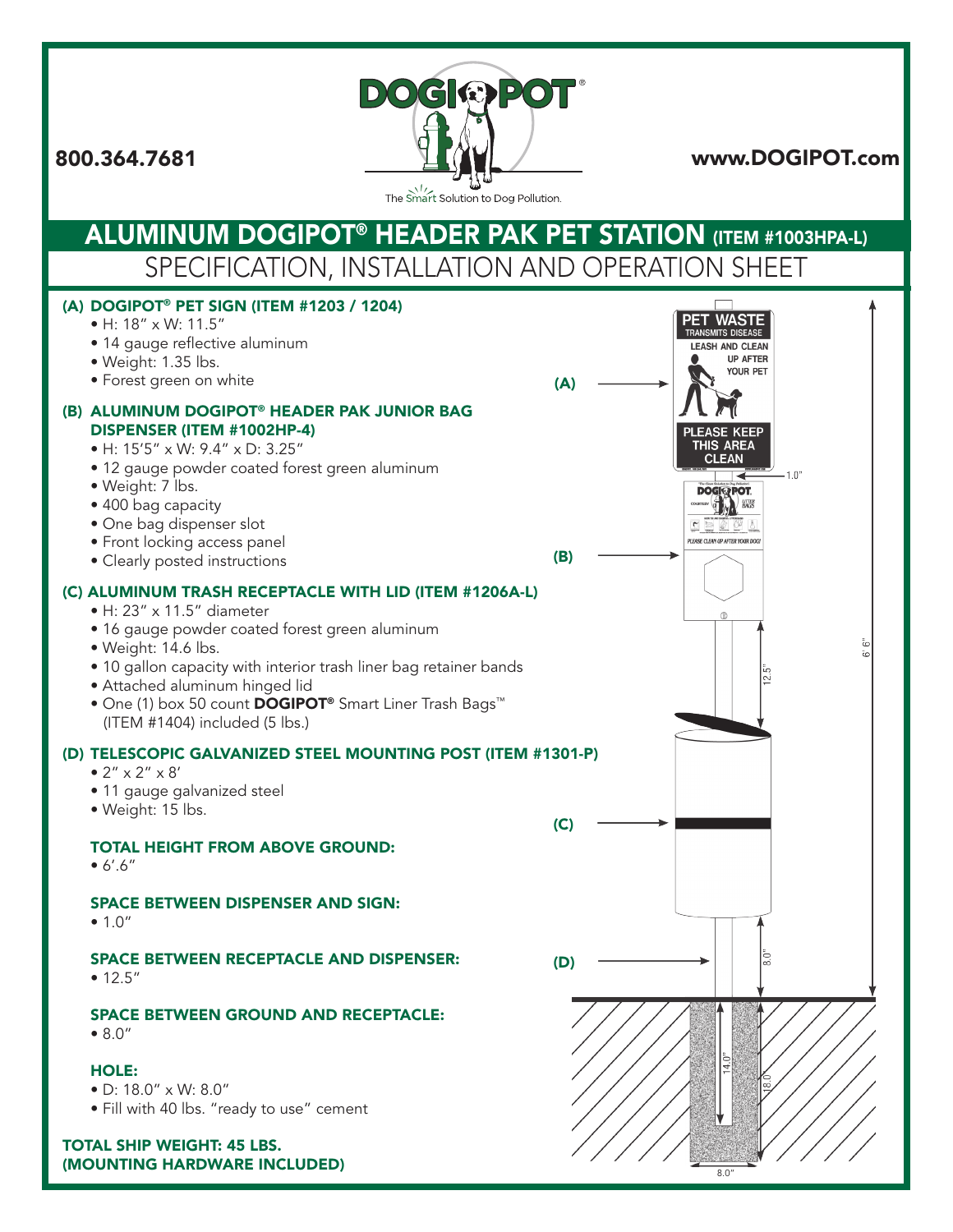800.364.7681

www.DOGIPOT.com

The Smart Solution to Dog Pollution.

# ALUMINUM DOGIPOT® HEADER PAK PET STATION (ITEM #1003HPA-L)

## SPECIFICATION, INSTALLATION AND OPERATION SHEET

### (A) DOGIPOT® PET SIGN (ITEM #1203 / 1204)

- H: 18" x W: 11.5"
- 14 gauge reflective aluminum
- Weight: 1.35 lbs.
- Forest green on white

### (B) ALUMINUM DOGIPOT® HEADER PAK JUNIOR BAG DISPENSER (ITEM #1002HP-4)

- H: 15'5" x W: 9.4" x D: 3.25"
- 12 gauge powder coated forest green aluminum
- Weight: 7 lbs.
- 400 bag capacity
- One bag dispenser slot
- Front locking access panel
- Clearly posted instructions

### (C) ALUMINUM TRASH RECEPTACLE WITH LID (ITEM #1206A-L)

- H: 23" x 11.5" diameter
- 16 gauge powder coated forest green aluminum
- Weight: 14.6 lbs.
- 10 gallon capacity with interior trash liner bag retainer bands
- Attached aluminum hinged lid
- One (1) box 50 count **DOGIPOT®** Smart Liner Trash Bags™ (ITEM #1404) included (5 lbs.)

### (D) TELESCOPIC GALVANIZED STEEL MOUNTING POST (ITEM #1301-P)

- 2" x 2" x 8'
- 11 gauge galvanized steel
- Weight: 15 lbs.

**TOTAL HEIGHT FROM ABOVE GROUND:**

- 6'.6"

**SPACE BETWEEN DISPENSER AND SIGN:**

- 1.0"

**SPACE BETWEEN RECEPTACLE AND DISPENSER:**

- 12.5"

**SPACE BETWEEN GROUND AND RECEPTACLE:**

- 8.0"

**HOLE:**

- D: 18.0" x W: 8.0"
- Fill with 40 lbs. "ready to use" cement

**TOTAL SHIP WEIGHT: 45 LBS.**
**(MOUNTING HARDWARE INCLUDED)**

PET WASTE
TRANSMITS DISEASE
LEASH AND CLEAN UP AFTER YOUR PET
PLEASE KEEP THIS AREA CLEAN

(A)
(B)
(C)
(D)

1.0"
12.5"
6' 6"
8.0"
14.0"
18.0
8.0"